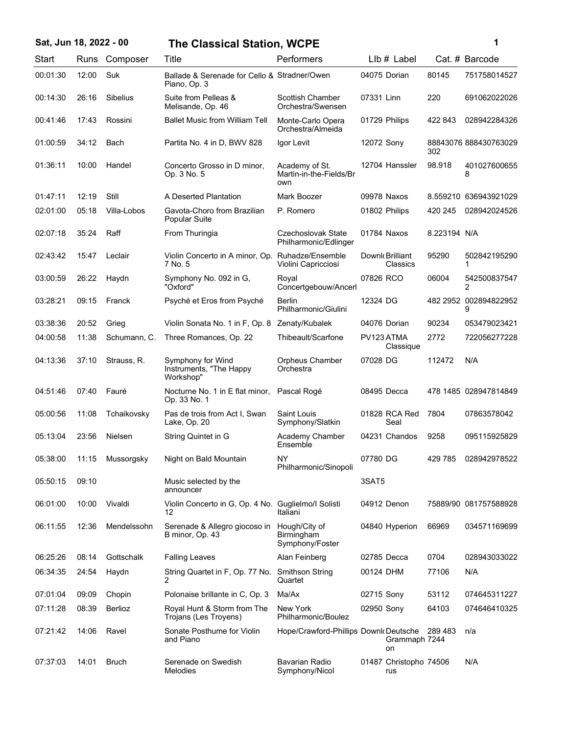# Sat, Jun 18, 2022 - 00 The Classical Station, WCPE

| Start | Runs | Composer | Title | Performers | LIb # | Label | Cat. # | Barcode |
|---|---|---|---|---|---|---|---|---|
| 00:01:30 | 12:00 | Suk | Ballade & Serenade for Cello & Piano, Op. 3 | Stradner/Owen | 04075 | Dorian | 80145 | 751758014527 |
| 00:14:30 | 26:16 | Sibelius | Suite from Pelleas & Melisande, Op. 46 | Scottish Chamber Orchestra/Swensen | 07331 | Linn | 220 | 691062022026 |
| 00:41:46 | 17:43 | Rossini | Ballet Music from William Tell | Monte-Carlo Opera Orchestra/Almeida | 01729 | Philips | 422 843 | 028942284326 |
| 01:00:59 | 34:12 | Bach | Partita No. 4 in D, BWV 828 | Igor Levit | 12072 | Sony | 88843076 302 | 888430763029 |
| 01:36:11 | 10:00 | Handel | Concerto Grosso in D minor, Op. 3 No. 5 | Academy of St. Martin-in-the-Fields/Brown | 12704 | Hanssler | 98.918 | 4010276006558 |
| 01:47:11 | 12:19 | Still | A Deserted Plantation | Mark Boozer | 09978 | Naxos | 8.559210 | 636943921029 |
| 02:01:00 | 05:18 | Villa-Lobos | Gavota-Choro from Brazilian Popular Suite | P. Romero | 01802 | Philips | 420 245 | 028942024526 |
| 02:07:18 | 35:24 | Raff | From Thuringia | Czechoslovak State Philharmonic/Edlinger | 01784 | Naxos | 8.223194 | N/A |
| 02:43:42 | 15:47 | Leclair | Violin Concerto in A minor, Op. 7 No. 5 | Ruhadze/Ensemble Violini Capricciosi | Downl | Brilliant Classics | 95290 | 5028421952901 |
| 03:00:59 | 26:22 | Haydn | Symphony No. 092 in G, "Oxford" | Royal Concertgebouw/Ancerl | 07826 | RCO | 06004 | 5425008375472 |
| 03:28:21 | 09:15 | Franck | Psyché et Eros from Psyché | Berlin Philharmonic/Giulini | 12324 | DG | 482 2952 | 0028948229529 |
| 03:38:36 | 20:52 | Grieg | Violin Sonata No. 1 in F, Op. 8 | Zenaty/Kubalek | 04076 | Dorian | 90234 | 053479023421 |
| 04:00:58 | 11:38 | Schumann, C. | Three Romances, Op. 22 | Thibeault/Scarfone | PV123 | ATMA Classique | 2772 | 722056277228 |
| 04:13:36 | 37:10 | Strauss, R. | Symphony for Wind Instruments, "The Happy Workshop" | Orpheus Chamber Orchestra | 07028 | DG | 112472 | N/A |
| 04:51:46 | 07:40 | Fauré | Nocturne No. 1 in E flat minor, Op. 33 No. 1 | Pascal Rogé | 08495 | Decca | 478 1485 | 028947814849 |
| 05:00:56 | 11:08 | Tchaikovsky | Pas de trois from Act I, Swan Lake, Op. 20 | Saint Louis Symphony/Slatkin | 01828 | RCA Red Seal | 7804 | 07863578042 |
| 05:13:04 | 23:56 | Nielsen | String Quintet in G | Academy Chamber Ensemble | 04231 | Chandos | 9258 | 095115925829 |
| 05:38:00 | 11:15 | Mussorgsky | Night on Bald Mountain | NY Philharmonic/Sinopoli | 07780 | DG | 429 785 | 028942978522 |
| 05:50:15 | 09:10 | | Music selected by the announcer | | 3SAT5 | | | |
| 06:01:00 | 10:00 | Vivaldi | Violin Concerto in G, Op. 4 No. 12 | Guglielmo/I Solisti Italiani | 04912 | Denon | 75889/90 | 081757588928 |
| 06:11:55 | 12:36 | Mendelssohn | Serenade & Allegro giocoso in B minor, Op. 43 | Hough/City of Birmingham Symphony/Foster | 04840 | Hyperion | 66969 | 034571169699 |
| 06:25:26 | 08:14 | Gottschalk | Falling Leaves | Alan Feinberg | 02785 | Decca | 0704 | 028943033022 |
| 06:34:35 | 24:54 | Haydn | String Quartet in F, Op. 77 No. 2 | Smithson String Quartet | 00124 | DHM | 77106 | N/A |
| 07:01:04 | 09:09 | Chopin | Polonaise brillante in C, Op. 3 | Ma/Ax | 02715 | Sony | 53112 | 074645311227 |
| 07:11:28 | 08:39 | Berlioz | Royal Hunt & Storm from The Trojans (Les Troyens) | New York Philharmonic/Boulez | 02950 | Sony | 64103 | 074646410325 |
| 07:21:42 | 14:06 | Ravel | Sonate Posthume for Violin and Piano | Hope/Crawford-Phillips | Downl | Deutsche Grammophon | 289 483 7244 | n/a |
| 07:37:03 | 14:01 | Bruch | Serenade on Swedish Melodies | Bavarian Radio Symphony/Nicol | 01487 | Christophorus | 74506 | N/A |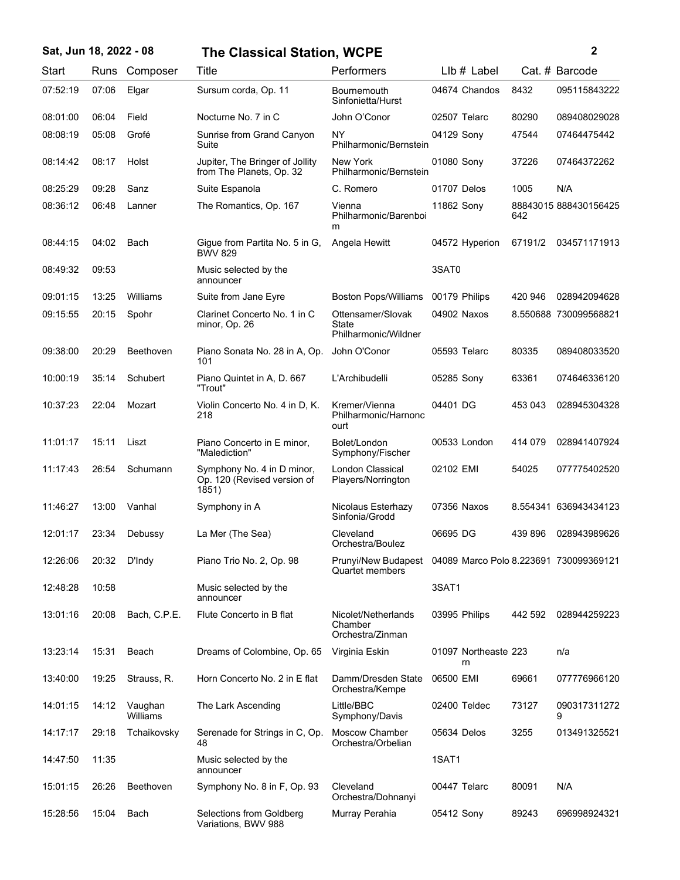# Sat, Jun 18, 2022 - 08 — The Classical Station, WCPE

| Start | Runs | Composer | Title | Performers | Llb # | Label | Cat. # | Barcode |
|---|---|---|---|---|---|---|---|---|
| 07:52:19 | 07:06 | Elgar | Sursum corda, Op. 11 | Bournemouth Sinfonietta/Hurst | 04674 | Chandos | 8432 | 095115843222 |
| 08:01:00 | 06:04 | Field | Nocturne No. 7 in C | John O'Conor | 02507 | Telarc | 80290 | 089408029028 |
| 08:08:19 | 05:08 | Grofé | Sunrise from Grand Canyon Suite | NY Philharmonic/Bernstein | 04129 | Sony | 47544 | 07464475442 |
| 08:14:42 | 08:17 | Holst | Jupiter, The Bringer of Jollity from The Planets, Op. 32 | New York Philharmonic/Bernstein | 01080 | Sony | 37226 | 07464372262 |
| 08:25:29 | 09:28 | Sanz | Suite Espanola | C. Romero | 01707 | Delos | 1005 | N/A |
| 08:36:12 | 06:48 | Lanner | The Romantics, Op. 167 | Vienna Philharmonic/Barenboim | 11862 | Sony | 88843015642 | 888430156425 |
| 08:44:15 | 04:02 | Bach | Gigue from Partita No. 5 in G, BWV 829 | Angela Hewitt | 04572 | Hyperion | 67191/2 | 034571171913 |
| 08:49:32 | 09:53 | | Music selected by the announcer | | 3SAT0 | | | |
| 09:01:15 | 13:25 | Williams | Suite from Jane Eyre | Boston Pops/Williams | 00179 | Philips | 420 946 | 028942094628 |
| 09:15:55 | 20:15 | Spohr | Clarinet Concerto No. 1 in C minor, Op. 26 | Ottensamer/Slovak State Philharmonic/Wildner | 04902 | Naxos | 8.550688 | 730099568821 |
| 09:38:00 | 20:29 | Beethoven | Piano Sonata No. 28 in A, Op. 101 | John O'Conor | 05593 | Telarc | 80335 | 089408033520 |
| 10:00:19 | 35:14 | Schubert | Piano Quintet in A, D. 667 "Trout" | L'Archibudelli | 05285 | Sony | 63361 | 074646336120 |
| 10:37:23 | 22:04 | Mozart | Violin Concerto No. 4 in D, K. 218 | Kremer/Vienna Philharmonic/Harnoncourt | 04401 | DG | 453 043 | 028945304328 |
| 11:01:17 | 15:11 | Liszt | Piano Concerto in E minor, "Malediction" | Bolet/London Symphony/Fischer | 00533 | London | 414 079 | 028941407924 |
| 11:17:43 | 26:54 | Schumann | Symphony No. 4 in D minor, Op. 120 (Revised version of 1851) | London Classical Players/Norrington | 02102 | EMI | 54025 | 077775402520 |
| 11:46:27 | 13:00 | Vanhal | Symphony in A | Nicolaus Esterhazy Sinfonia/Grodd | 07356 | Naxos | 8.554341 | 636943434123 |
| 12:01:17 | 23:34 | Debussy | La Mer (The Sea) | Cleveland Orchestra/Boulez | 06695 | DG | 439 896 | 028943989626 |
| 12:26:06 | 20:32 | D'Indy | Piano Trio No. 2, Op. 98 | Prunyi/New Budapest Quartet members | 04089 | Marco Polo | 8.223691 | 730099369121 |
| 12:48:28 | 10:58 | | Music selected by the announcer | | 3SAT1 | | | |
| 13:01:16 | 20:08 | Bach, C.P.E. | Flute Concerto in B flat | Nicolet/Netherlands Chamber Orchestra/Zinman | 03995 | Philips | 442 592 | 028944259223 |
| 13:23:14 | 15:31 | Beach | Dreams of Colombine, Op. 65 | Virginia Eskin | 01097 | Northeastern | 223 | n/a |
| 13:40:00 | 19:25 | Strauss, R. | Horn Concerto No. 2 in E flat | Damm/Dresden State Orchestra/Kempe | 06500 | EMI | 69661 | 077776966120 |
| 14:01:15 | 14:12 | Vaughan Williams | The Lark Ascending | Little/BBC Symphony/Davis | 02400 | Teldec | 73127 | 0903173112729 |
| 14:17:17 | 29:18 | Tchaikovsky | Serenade for Strings in C, Op. 48 | Moscow Chamber Orchestra/Orbelian | 05634 | Delos | 3255 | 013491325521 |
| 14:47:50 | 11:35 | | Music selected by the announcer | | 1SAT1 | | | |
| 15:01:15 | 26:26 | Beethoven | Symphony No. 8 in F, Op. 93 | Cleveland Orchestra/Dohnanyi | 00447 | Telarc | 80091 | N/A |
| 15:28:56 | 15:04 | Bach | Selections from Goldberg Variations, BWV 988 | Murray Perahia | 05412 | Sony | 89243 | 696998924321 |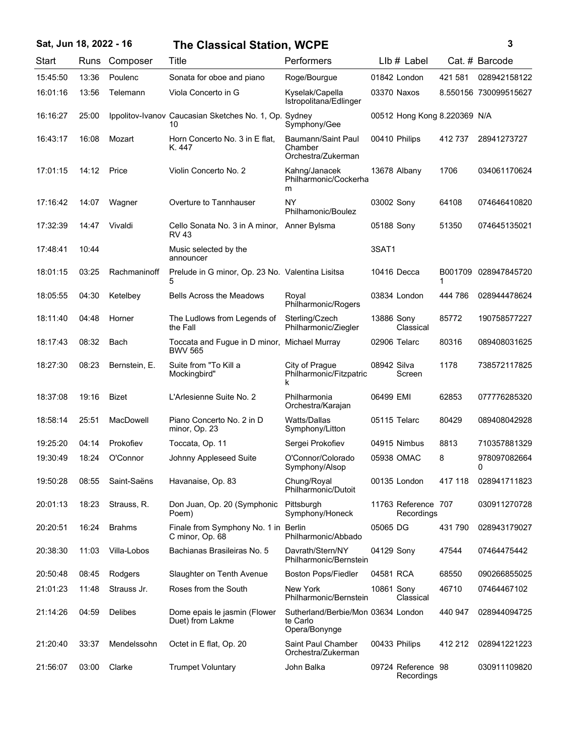| Start | Runs | Composer | Title | Performers | LIb # | Label | Cat. # | Barcode |
|---|---|---|---|---|---|---|---|---|
| 15:45:50 | 13:36 | Poulenc | Sonata for oboe and piano | Roge/Bourgue | 01842 | London | 421 581 | 028942158122 |
| 16:01:16 | 13:56 | Telemann | Viola Concerto in G | Kyselak/Capella Istropolitana/Edlinger | 03370 | Naxos | 8.550156 | 730099515627 |
| 16:16:27 | 25:00 | Ippolitov-Ivanov | Caucasian Sketches No. 1, Op. 10 | Sydney Symphony/Gee | 00512 | Hong Kong | 8.220369 | N/A |
| 16:43:17 | 16:08 | Mozart | Horn Concerto No. 3 in E flat, K. 447 | Baumann/Saint Paul Chamber Orchestra/Zukerman | 00410 | Philips | 412 737 | 28941273727 |
| 17:01:15 | 14:12 | Price | Violin Concerto No. 2 | Kahng/Janacek Philharmonic/Cockerham | 13678 | Albany | 1706 | 034061170624 |
| 17:16:42 | 14:07 | Wagner | Overture to Tannhauser | NY Philhamonic/Boulez | 03002 | Sony | 64108 | 074646410820 |
| 17:32:39 | 14:47 | Vivaldi | Cello Sonata No. 3 in A minor, RV 43 | Anner Bylsma | 05188 | Sony | 51350 | 074645135021 |
| 17:48:41 | 10:44 | | Music selected by the announcer | | 3SAT1 | | | |
| 18:01:15 | 03:25 | Rachmaninoff | Prelude in G minor, Op. 23 No. 5 | Valentina Lisitsa | 10416 | Decca | B0017091 | 028947845720 |
| 18:05:55 | 04:30 | Ketelbey | Bells Across the Meadows | Royal Philharmonic/Rogers | 03834 | London | 444 786 | 028944478624 |
| 18:11:40 | 04:48 | Horner | The Ludlows from Legends of the Fall | Sterling/Czech Philharmonic/Ziegler | 13886 | Sony Classical | 85772 | 190758577227 |
| 18:17:43 | 08:32 | Bach | Toccata and Fugue in D minor, BWV 565 | Michael Murray | 02906 | Telarc | 80316 | 089408031625 |
| 18:27:30 | 08:23 | Bernstein, E. | Suite from "To Kill a Mockingbird" | City of Prague Philharmonic/Fitzpatrick | 08942 | Silva Screen | 1178 | 738572117825 |
| 18:37:08 | 19:16 | Bizet | L'Arlesienne Suite No. 2 | Philharmonia Orchestra/Karajan | 06499 | EMI | 62853 | 077776285320 |
| 18:58:14 | 25:51 | MacDowell | Piano Concerto No. 2 in D minor, Op. 23 | Watts/Dallas Symphony/Litton | 05115 | Telarc | 80429 | 089408042928 |
| 19:25:20 | 04:14 | Prokofiev | Toccata, Op. 11 | Sergei Prokofiev | 04915 | Nimbus | 8813 | 710357881329 |
| 19:30:49 | 18:24 | O'Connor | Johnny Appleseed Suite | O'Connor/Colorado Symphony/Alsop | 05938 | OMAC | 8 | 9780970826640 |
| 19:50:28 | 08:55 | Saint-Saëns | Havanaise, Op. 83 | Chung/Royal Philharmonic/Dutoit | 00135 | London | 417 118 | 028941711823 |
| 20:01:13 | 18:23 | Strauss, R. | Don Juan, Op. 20 (Symphonic Poem) | Pittsburgh Symphony/Honeck | 11763 | Reference Recordings | 707 | 030911270728 |
| 20:20:51 | 16:24 | Brahms | Finale from Symphony No. 1 in C minor, Op. 68 | Berlin Philharmonic/Abbado | 05065 | DG | 431 790 | 028943179027 |
| 20:38:30 | 11:03 | Villa-Lobos | Bachianas Brasileiras No. 5 | Davrath/Stern/NY Philharmonic/Bernstein | 04129 | Sony | 47544 | 07464475442 |
| 20:50:48 | 08:45 | Rodgers | Slaughter on Tenth Avenue | Boston Pops/Fiedler | 04581 | RCA | 68550 | 090266855025 |
| 21:01:23 | 11:48 | Strauss Jr. | Roses from the South | New York Philharmonic/Bernstein | 10861 | Sony Classical | 46710 | 07464467102 |
| 21:14:26 | 04:59 | Delibes | Dome epais le jasmin (Flower Duet) from Lakme | Sutherland/Berbie/Monte Carlo Opera/Bonynge | 03634 | London | 440 947 | 028944094725 |
| 21:20:40 | 33:37 | Mendelssohn | Octet in E flat, Op. 20 | Saint Paul Chamber Orchestra/Zukerman | 00433 | Philips | 412 212 | 028941221223 |
| 21:56:07 | 03:00 | Clarke | Trumpet Voluntary | John Balka | 09724 | Reference Recordings | 98 | 030911109820 |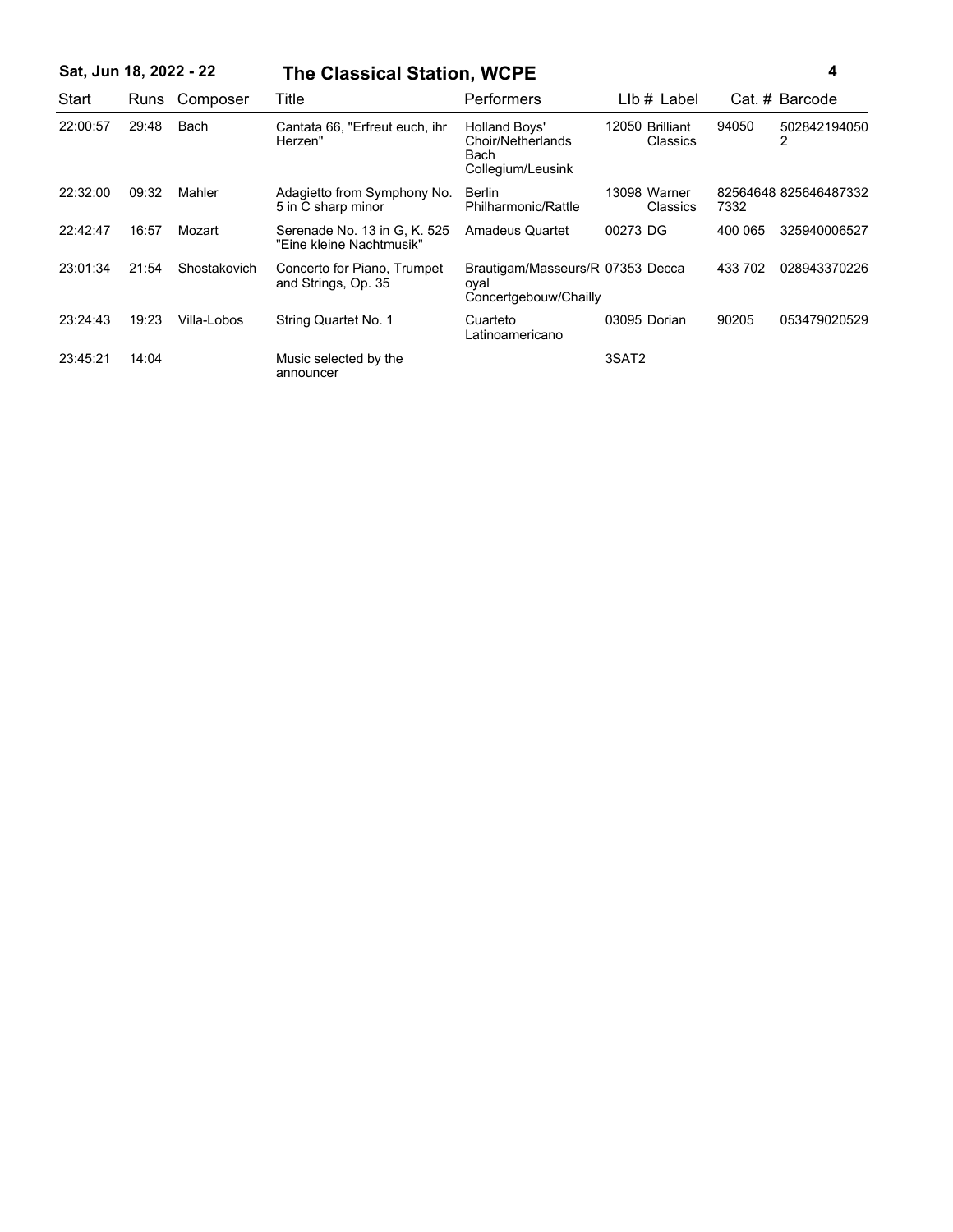**Sat, Jun 18, 2022 - 22** **The Classical Station, WCPE**

| Start | Runs | Composer | Title | Performers | LIb # | Label | Cat. # | Barcode |
|---|---|---|---|---|---|---|---|---|
| 22:00:57 | 29:48 | Bach | Cantata 66, "Erfreut euch, ihr Herzen" | Holland Boys' Choir/Netherlands Bach Collegium/Leusink | 12050 | Brilliant Classics | 94050 | 5028421940502 |
| 22:32:00 | 09:32 | Mahler | Adagietto from Symphony No. 5 in C sharp minor | Berlin Philharmonic/Rattle | 13098 | Warner Classics | 825646487332 | 825646487332 |
| 22:42:47 | 16:57 | Mozart | Serenade No. 13 in G, K. 525 "Eine kleine Nachtmusik" | Amadeus Quartet | 00273 | DG | 400 065 | 325940006527 |
| 23:01:34 | 21:54 | Shostakovich | Concerto for Piano, Trumpet and Strings, Op. 35 | Brautigam/Masseurs/Royal Concertgebouw/Chailly | 07353 | Decca | 433 702 | 028943370226 |
| 23:24:43 | 19:23 | Villa-Lobos | String Quartet No. 1 | Cuarteto Latinoamericano | 03095 | Dorian | 90205 | 053479020529 |
| 23:45:21 | 14:04 | | Music selected by the announcer | | 3SAT2 | | | |